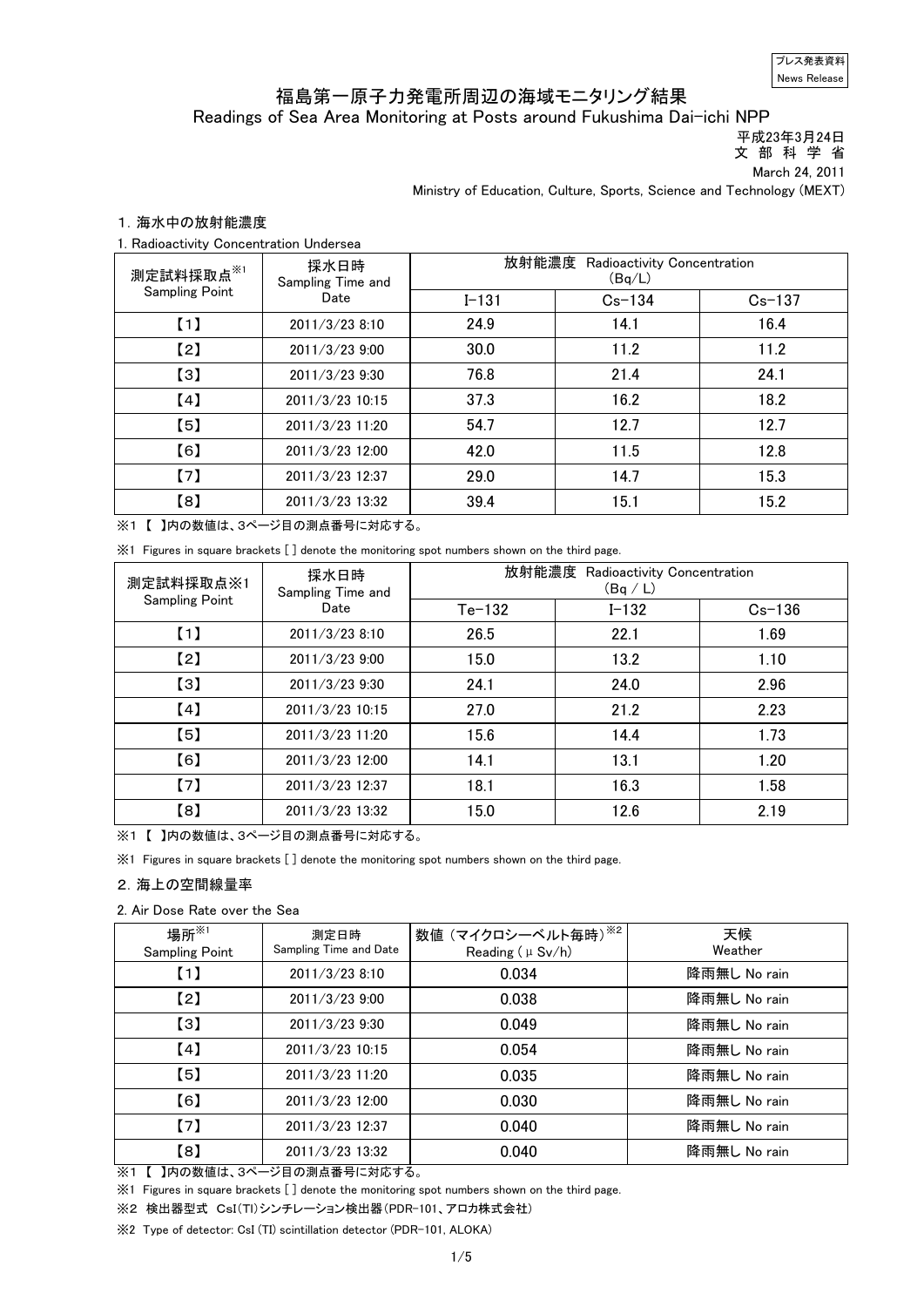プレス発表資料
News Release

# 福島第一原子力発電所周辺の海域モニタリング結果

Readings of Sea Area Monitoring at Posts around Fukushima Dai-ichi NPP

平成23年3月24日
文 部 科 学 省
March 24, 2011
Ministry of Education, Culture, Sports, Science and Technology (MEXT)

## 1. 海水中の放射能濃度

1. Radioactivity Concentration Undersea

| 測定試料採取点※1 Sampling Point | 採水日時 Sampling Time and Date | 放射能濃度 Radioactivity Concentration (Bq/L) | | |
|---|---|---|---|---|
| | | I-131 | Cs-134 | Cs-137 |
| 【1】 | 2011/3/23 8:10 | 24.9 | 14.1 | 16.4 |
| 【2】 | 2011/3/23 9:00 | 30.0 | 11.2 | 11.2 |
| 【3】 | 2011/3/23 9:30 | 76.8 | 21.4 | 24.1 |
| 【4】 | 2011/3/23 10:15 | 37.3 | 16.2 | 18.2 |
| 【5】 | 2011/3/23 11:20 | 54.7 | 12.7 | 12.7 |
| 【6】 | 2011/3/23 12:00 | 42.0 | 11.5 | 12.8 |
| 【7】 | 2011/3/23 12:37 | 29.0 | 14.7 | 15.3 |
| 【8】 | 2011/3/23 13:32 | 39.4 | 15.1 | 15.2 |

※1 【 】内の数値は、3ページ目の測点番号に対応する。

※1 Figures in square brackets [ ] denote the monitoring spot numbers shown on the third page.

| 測定試料採取点※1 Sampling Point | 採水日時 Sampling Time and Date | 放射能濃度 Radioactivity Concentration (Bq / L) | | |
|---|---|---|---|---|
| | | Te-132 | I-132 | Cs-136 |
| 【1】 | 2011/3/23 8:10 | 26.5 | 22.1 | 1.69 |
| 【2】 | 2011/3/23 9:00 | 15.0 | 13.2 | 1.10 |
| 【3】 | 2011/3/23 9:30 | 24.1 | 24.0 | 2.96 |
| 【4】 | 2011/3/23 10:15 | 27.0 | 21.2 | 2.23 |
| 【5】 | 2011/3/23 11:20 | 15.6 | 14.4 | 1.73 |
| 【6】 | 2011/3/23 12:00 | 14.1 | 13.1 | 1.20 |
| 【7】 | 2011/3/23 12:37 | 18.1 | 16.3 | 1.58 |
| 【8】 | 2011/3/23 13:32 | 15.0 | 12.6 | 2.19 |

※1 【 】内の数値は、3ページ目の測点番号に対応する。

※1 Figures in square brackets [ ] denote the monitoring spot numbers shown on the third page.

## 2. 海上の空間線量率

2. Air Dose Rate over the Sea

| 場所※1 Sampling Point | 測定日時 Sampling Time and Date | 数値（マイクロシーベルト毎時）※2 Reading (μSv/h) | 天候 Weather |
|---|---|---|---|
| 【1】 | 2011/3/23 8:10 | 0.034 | 降雨無し No rain |
| 【2】 | 2011/3/23 9:00 | 0.038 | 降雨無し No rain |
| 【3】 | 2011/3/23 9:30 | 0.049 | 降雨無し No rain |
| 【4】 | 2011/3/23 10:15 | 0.054 | 降雨無し No rain |
| 【5】 | 2011/3/23 11:20 | 0.035 | 降雨無し No rain |
| 【6】 | 2011/3/23 12:00 | 0.030 | 降雨無し No rain |
| 【7】 | 2011/3/23 12:37 | 0.040 | 降雨無し No rain |
| 【8】 | 2011/3/23 13:32 | 0.040 | 降雨無し No rain |

※1 【 】内の数値は、3ページ目の測点番号に対応する。

※1 Figures in square brackets [ ] denote the monitoring spot numbers shown on the third page.

※2 検出器型式 CsI(Tl)シンチレーション検出器(PDR-101、アロカ株式会社)

※2 Type of detector: CsI (Tl) scintillation detector (PDR-101, ALOKA)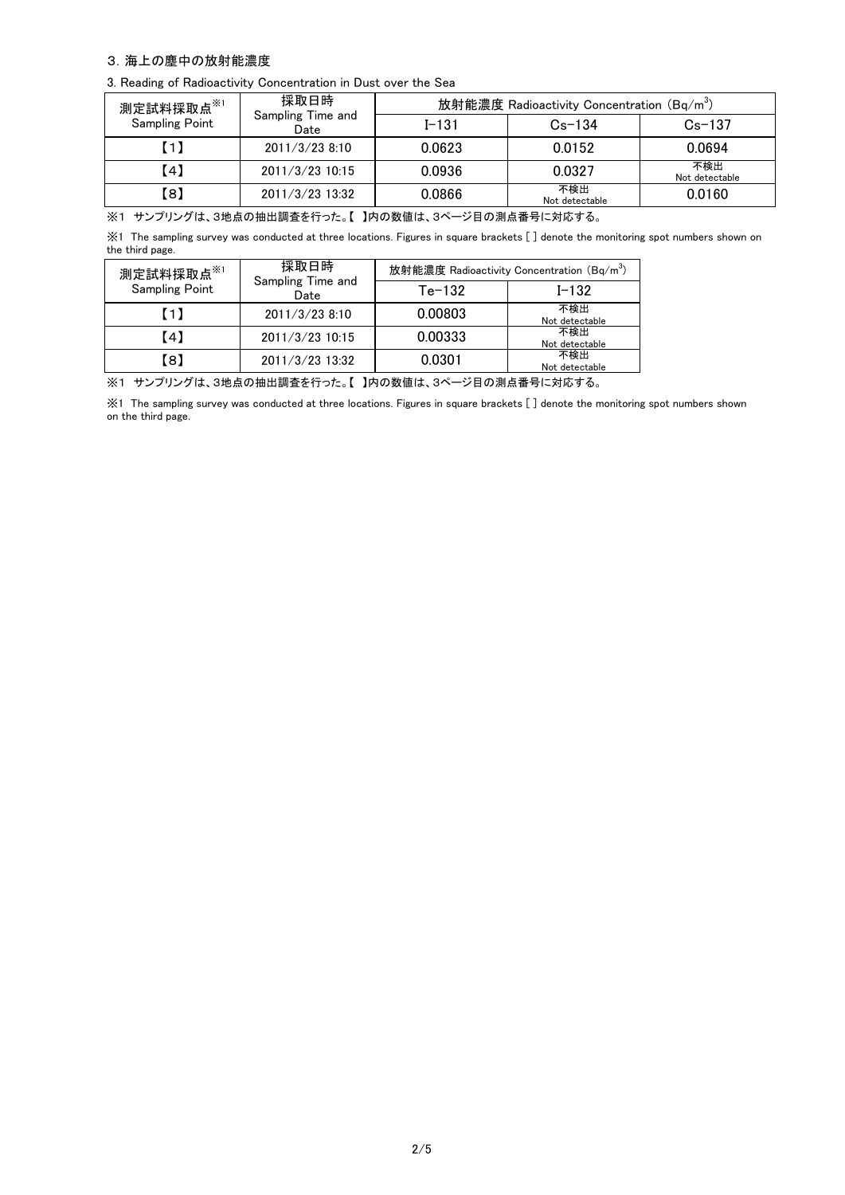## 3. 海上の塵中の放射能濃度

3. Reading of Radioactivity Concentration in Dust over the Sea

| 測定試料採取点※1 Sampling Point | 採取日時 Sampling Time and Date | 放射能濃度 Radioactivity Concentration ($Bq/m^3$) | | |
|---|---|---|---|---|
| | | I-131 | Cs-134 | Cs-137 |
| 【1】 | 2011/3/23 8:10 | 0.0623 | 0.0152 | 0.0694 |
| 【4】 | 2011/3/23 10:15 | 0.0936 | 0.0327 | 不検出 Not detectable |
| 【8】 | 2011/3/23 13:32 | 0.0866 | 不検出 Not detectable | 0.0160 |

※1 サンプリングは、3地点の抽出調査を行った。【 】内の数値は、3ページ目の測点番号に対応する。

※1 The sampling survey was conducted at three locations. Figures in square brackets [ ] denote the monitoring spot numbers shown on the third page.

| 測定試料採取点※1 Sampling Point | 採取日時 Sampling Time and Date | 放射能濃度 Radioactivity Concentration ($Bq/m^3$) | |
|---|---|---|---|
| | | Te-132 | I-132 |
| 【1】 | 2011/3/23 8:10 | 0.00803 | 不検出 Not detectable |
| 【4】 | 2011/3/23 10:15 | 0.00333 | 不検出 Not detectable |
| 【8】 | 2011/3/23 13:32 | 0.0301 | 不検出 Not detectable |

※1 サンプリングは、3地点の抽出調査を行った。【 】内の数値は、3ページ目の測点番号に対応する。

※1 The sampling survey was conducted at three locations. Figures in square brackets [ ] denote the monitoring spot numbers shown on the third page.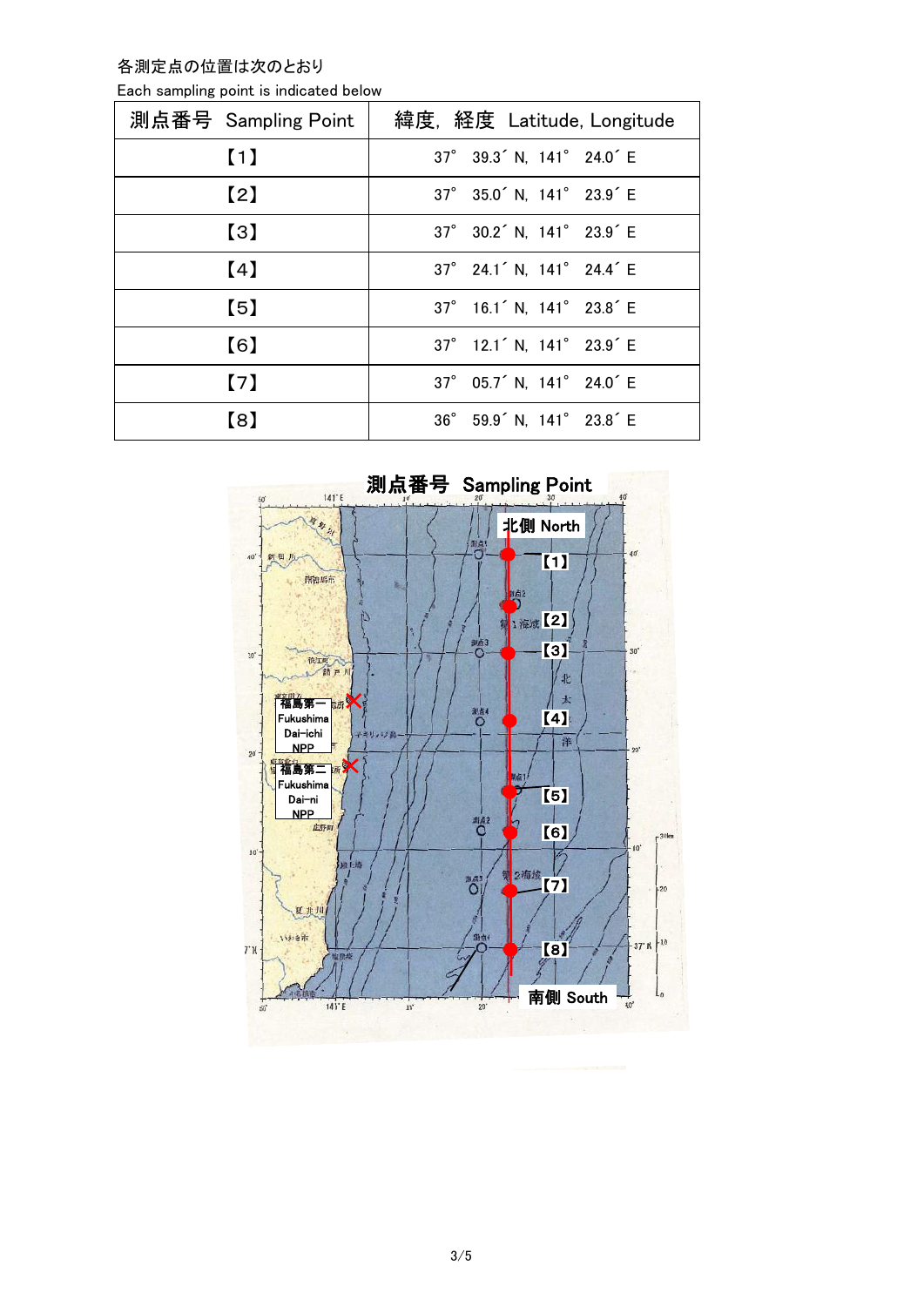各測定点の位置は次のとおり

Each sampling point is indicated below

| 測点番号 Sampling Point | 緯度, 経度 Latitude, Longitude |
|---|---|
| 【1】 | 37° 39.3´ N, 141° 24.0´ E |
| 【2】 | 37° 35.0´ N, 141° 23.9´ E |
| 【3】 | 37° 30.2´ N, 141° 23.9´ E |
| 【4】 | 37° 24.1´ N, 141° 24.4´ E |
| 【5】 | 37° 16.1´ N, 141° 23.8´ E |
| 【6】 | 37° 12.1´ N, 141° 23.9´ E |
| 【7】 | 37° 05.7´ N, 141° 24.0´ E |
| 【8】 | 36° 59.9´ N, 141° 23.8´ E |

測点番号 Sampling Point

北側 North

【1】

【2】

【3】

【4】

【5】

【6】

【7】

【8】

南側 South

福島第一 Fukushima Dai-ichi NPP

福島第二 Fukushima Dai-ni NPP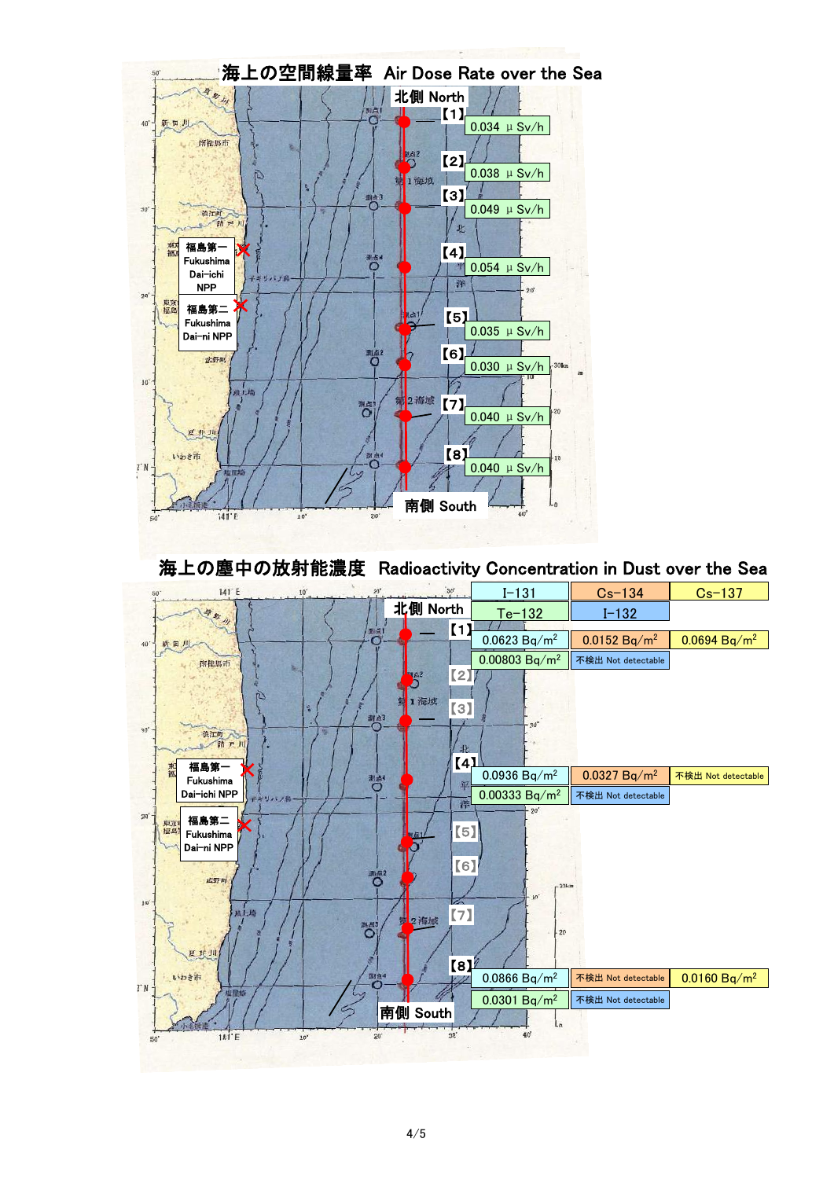## 海上の空間線量率 Air Dose Rate over the Sea

北側 North

| Point | Air Dose Rate |
|---|---|
| 【1】 | 0.034 μSv/h |
| 【2】 | 0.038 μSv/h |
| 【3】 | 0.049 μSv/h |
| 【4】 | 0.054 μSv/h |
| 【5】 | 0.035 μSv/h |
| 【6】 | 0.030 μSv/h |
| 【7】 | 0.040 μSv/h |
| 【8】 | 0.040 μSv/h |

南側 South

福島第一 Fukushima Dai-ichi NPP

福島第二 Fukushima Dai-ni NPP

## 海上の塵中の放射能濃度 Radioactivity Concentration in Dust over the Sea

北側 North

| Point | I-131 | Cs-134 | Cs-137 | Te-132 | I-132 |
|---|---|---|---|---|---|
| 【1】 | 0.0623 Bq/m$^2$ | 0.0152 Bq/m$^2$ | 0.0694 Bq/m$^2$ | 0.00803 Bq/m$^2$ | 不検出 Not detectable |
| 【4】 | 0.0936 Bq/m$^2$ | 0.0327 Bq/m$^2$ | 不検出 Not detectable | 0.00333 Bq/m$^2$ | 不検出 Not detectable |
| 【8】 | 0.0866 Bq/m$^2$ | 不検出 Not detectable | 0.0160 Bq/m$^2$ | 0.0301 Bq/m$^2$ | 不検出 Not detectable |

南側 South

福島第一 Fukushima Dai-ichi NPP

福島第二 Fukushima Dai-ni NPP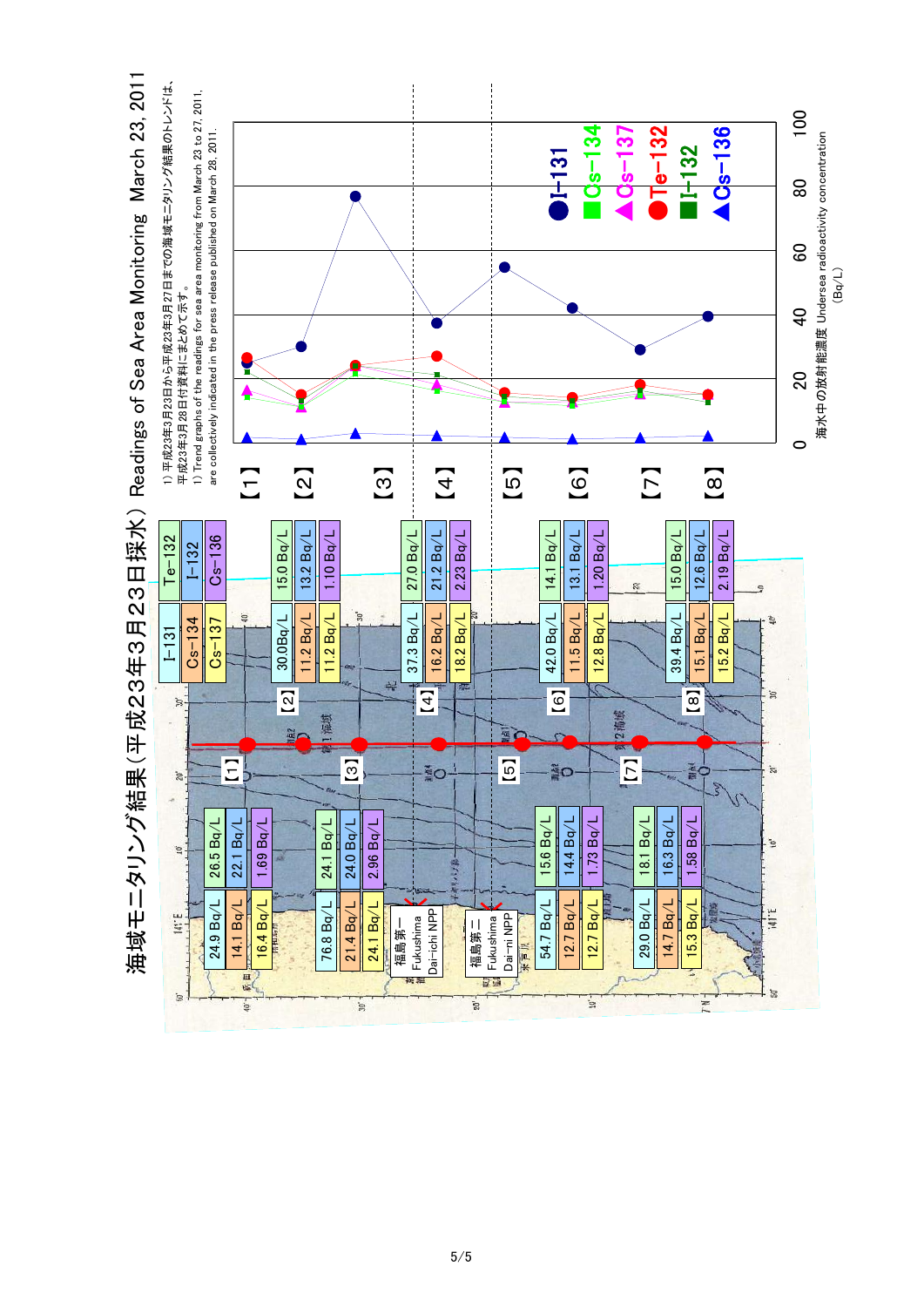# 海域モニタリング結果（平成23年3月23日採水）Readings of Sea Area Monitoring March 23, 2011

1) 平成23年3月23日から平成23年3月27日までの海域モニタリング結果のトレンドは、平成23年3月28日付資料にまとめて示す。

1) Trend graphs of the readings for sea area monitoring from March 23 to 27, 2011, are collectively indicated in the press release published on March 28, 2011.

| | I-131 | Cs-134 | Cs-137 | Te-132 | I-132 | Cs-136 |
|---|---|---|---|---|---|---|
| 【1】 | 24.9 Bq/L | 14.1 Bq/L | 16.4 Bq/L | 26.5 Bq/L | 22.1 Bq/L | 1.69 Bq/L |
| 【2】 | 30.0Bq/L | 11.2 Bq/L | 11.2 Bq/L | 15.0 Bq/L | 13.2 Bq/L | 1.10 Bq/L |
| 【3】 | 76.8 Bq/L | 21.4 Bq/L | 24.1 Bq/L | 24.1 Bq/L | 24.0 Bq/L | 2.96 Bq/L |
| 【4】 | 37.3 Bq/L | 16.2 Bq/L | 18.2 Bq/L | 27.0 Bq/L | 21.2 Bq/L | 2.23 Bq/L |
| 【5】 | 54.7 Bq/L | 12.7 Bq/L | 12.7 Bq/L | 15.6 Bq/L | 14.4 Bq/L | 1.73 Bq/L |
| 【6】 | 42.0 Bq/L | 11.5 Bq/L | 12.8 Bq/L | 14.1 Bq/L | 13.1 Bq/L | 1.20 Bq/L |
| 【7】 | 29.0 Bq/L | 14.7 Bq/L | 15.3 Bq/L | 18.1 Bq/L | 16.3 Bq/L | 1.58 Bq/L |
| 【8】 | 39.4 Bq/L | 15.1 Bq/L | 15.2 Bq/L | 15.0 Bq/L | 12.6 Bq/L | 2.19 Bq/L |

福島第一 Fukushima Dai-ichi NPP

福島第二 Fukushima Dai-ni NPP

I-131
Cs-134
Cs-137
Te-132
I-132
Cs-136

【1】 【2】 【3】 【4】 【5】 【6】 【7】 【8】

0 20 40 60 80 100

海水中の放射能濃度 Undersea radioactivity concentration (Bq/L)